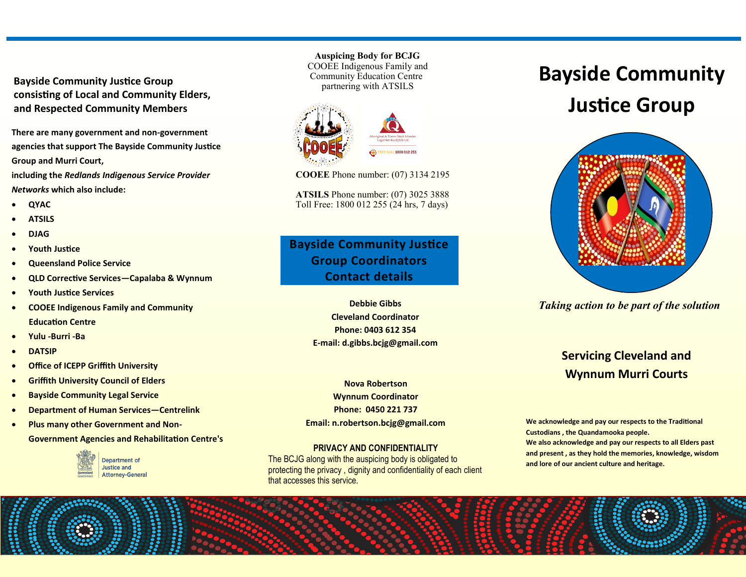**Bayside Community Justice Group consisting of Local and Community Elders, and Respected Community Members**

**There are many government and non-government agencies that support The Bayside Community Justice Group and Murri Court,**

**including the *Redlands Indigenous Service Provider Networks* which also include:**

- **QYAC**
- **ATSILS**
- **DJAG**
- **Youth Justice**
- **Queensland Police Service**
- **QLD Corrective Services—Capalaba & Wynnum**
- **Youth Justice Services**
- **COOEE Indigenous Family and Community Education Centre**
- **Yulu -Burri -Ba**
- **DATSIP**
- **Office of ICEPP Griffith University**
- **Griffith University Council of Elders**
- **Bayside Community Legal Service**
- **Department of Human Services—Centrelink**
- **Plus many other Government and Non-Government Agencies and Rehabilitation Centre's**

Queensland Government | Department of Justice and Attorney-General

**Auspicing Body for BCJG**
COOEE Indigenous Family and Community Education Centre partnering with ATSILS

Aboriginal & Torres Strait Islander Legal Service (Qld) Ltd — FREE CALL 1800 012 255

**COOEE** Phone number: (07) 3134 2195

**ATSILS** Phone number: (07) 3025 3888
Toll Free: 1800 012 255 (24 hrs, 7 days)

## Bayside Community Justice Group Coordinators Contact details

**Debbie Gibbs**
**Cleveland Coordinator**
**Phone: 0403 612 354**
**E-mail: d.gibbs.bcjg@gmail.com**

**Nova Robertson**
**Wynnum Coordinator**
**Phone: 0450 221 737**
**Email: n.robertson.bcjg@gmail.com**

### PRIVACY AND CONFIDENTIALITY

The BCJG along with the auspicing body is obligated to protecting the privacy , dignity and confidentiality of each client that accesses this service.

# Bayside Community Justice Group

*Taking action to be part of the solution*

## Servicing Cleveland and Wynnum Murri Courts

**We acknowledge and pay our respects to the Traditional Custodians , the Quandamooka people.**
**We also acknowledge and pay our respects to all Elders past and present , as they hold the memories, knowledge, wisdom and lore of our ancient culture and heritage.**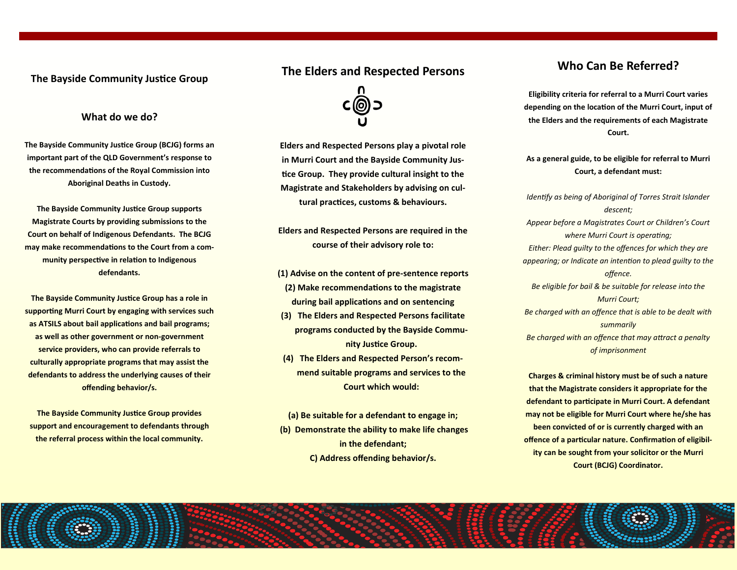## The Bayside Community Justice Group

### What do we do?

**The Bayside Community Justice Group (BCJG) forms an important part of the QLD Government's response to the recommendations of the Royal Commission into Aboriginal Deaths in Custody.**

**The Bayside Community Justice Group supports Magistrate Courts by providing submissions to the Court on behalf of Indigenous Defendants. The BCJG may make recommendations to the Court from a community perspective in relation to Indigenous defendants.**

**The Bayside Community Justice Group has a role in supporting Murri Court by engaging with services such as ATSILS about bail applications and bail programs; as well as other government or non-government service providers, who can provide referrals to culturally appropriate programs that may assist the defendants to address the underlying causes of their offending behavior/s.**

**The Bayside Community Justice Group provides support and encouragement to defendants through the referral process within the local community.**

## The Elders and Respected Persons

**Elders and Respected Persons play a pivotal role in Murri Court and the Bayside Community Justice Group. They provide cultural insight to the Magistrate and Stakeholders by advising on cultural practices, customs & behaviours.**

**Elders and Respected Persons are required in the course of their advisory role to:**

**(1) Advise on the content of pre-sentence reports**
**(2) Make recommendations to the magistrate during bail applications and on sentencing**
**(3) The Elders and Respected Persons facilitate programs conducted by the Bayside Community Justice Group.**
**(4) The Elders and Respected Person's recommend suitable programs and services to the Court which would:**

**(a) Be suitable for a defendant to engage in;**
**(b) Demonstrate the ability to make life changes in the defendant;**
**C) Address offending behavior/s.**

## Who Can Be Referred?

**Eligibility criteria for referral to a Murri Court varies depending on the location of the Murri Court, input of the Elders and the requirements of each Magistrate Court.**

**As a general guide, to be eligible for referral to Murri Court, a defendant must:**

*Identify as being of Aboriginal of Torres Strait Islander descent;*
*Appear before a Magistrates Court or Children's Court where Murri Court is operating;*
*Either: Plead guilty to the offences for which they are appearing; or Indicate an intention to plead guilty to the offence.*
*Be eligible for bail & be suitable for release into the Murri Court;*
*Be charged with an offence that is able to be dealt with summarily*
*Be charged with an offence that may attract a penalty of imprisonment*

**Charges & criminal history must be of such a nature that the Magistrate considers it appropriate for the defendant to participate in Murri Court. A defendant may not be eligible for Murri Court where he/she has been convicted of or is currently charged with an offence of a particular nature. Confirmation of eligibility can be sought from your solicitor or the Murri Court (BCJG) Coordinator.**